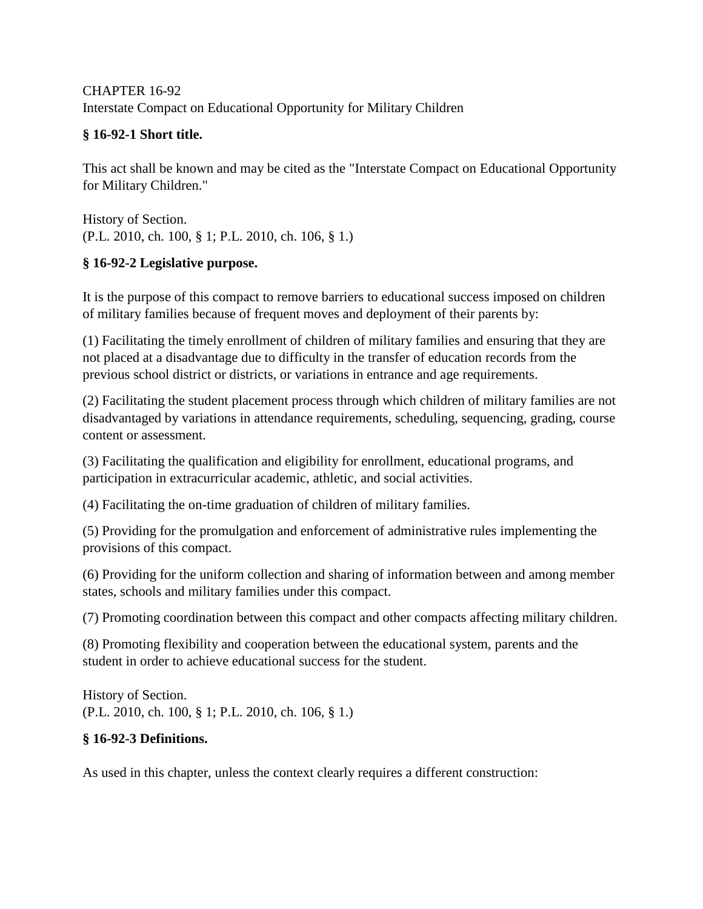CHAPTER 16-92
Interstate Compact on Educational Opportunity for Military Children

**§ 16-92-1 Short title.**

This act shall be known and may be cited as the "Interstate Compact on Educational Opportunity for Military Children."

History of Section.
(P.L. 2010, ch. 100, § 1; P.L. 2010, ch. 106, § 1.)

**§ 16-92-2 Legislative purpose.**

It is the purpose of this compact to remove barriers to educational success imposed on children of military families because of frequent moves and deployment of their parents by:

(1) Facilitating the timely enrollment of children of military families and ensuring that they are not placed at a disadvantage due to difficulty in the transfer of education records from the previous school district or districts, or variations in entrance and age requirements.

(2) Facilitating the student placement process through which children of military families are not disadvantaged by variations in attendance requirements, scheduling, sequencing, grading, course content or assessment.

(3) Facilitating the qualification and eligibility for enrollment, educational programs, and participation in extracurricular academic, athletic, and social activities.

(4) Facilitating the on-time graduation of children of military families.

(5) Providing for the promulgation and enforcement of administrative rules implementing the provisions of this compact.

(6) Providing for the uniform collection and sharing of information between and among member states, schools and military families under this compact.

(7) Promoting coordination between this compact and other compacts affecting military children.

(8) Promoting flexibility and cooperation between the educational system, parents and the student in order to achieve educational success for the student.

History of Section.
(P.L. 2010, ch. 100, § 1; P.L. 2010, ch. 106, § 1.)

**§ 16-92-3 Definitions.**

As used in this chapter, unless the context clearly requires a different construction: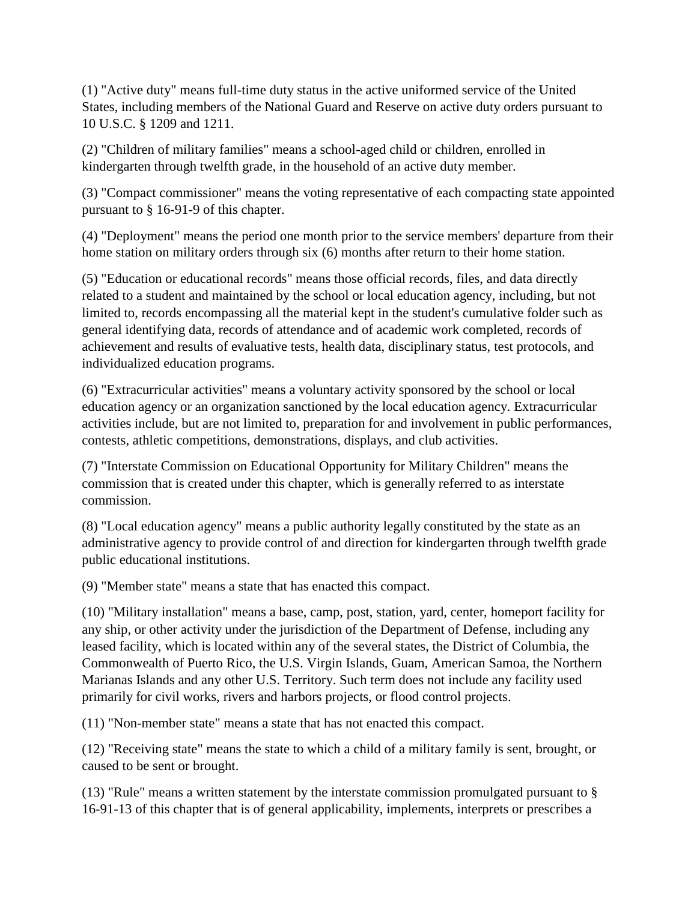(1) "Active duty" means full-time duty status in the active uniformed service of the United States, including members of the National Guard and Reserve on active duty orders pursuant to 10 U.S.C. § 1209 and 1211.

(2) "Children of military families" means a school-aged child or children, enrolled in kindergarten through twelfth grade, in the household of an active duty member.

(3) "Compact commissioner" means the voting representative of each compacting state appointed pursuant to § 16-91-9 of this chapter.

(4) "Deployment" means the period one month prior to the service members' departure from their home station on military orders through six (6) months after return to their home station.

(5) "Education or educational records" means those official records, files, and data directly related to a student and maintained by the school or local education agency, including, but not limited to, records encompassing all the material kept in the student's cumulative folder such as general identifying data, records of attendance and of academic work completed, records of achievement and results of evaluative tests, health data, disciplinary status, test protocols, and individualized education programs.

(6) "Extracurricular activities" means a voluntary activity sponsored by the school or local education agency or an organization sanctioned by the local education agency. Extracurricular activities include, but are not limited to, preparation for and involvement in public performances, contests, athletic competitions, demonstrations, displays, and club activities.

(7) "Interstate Commission on Educational Opportunity for Military Children" means the commission that is created under this chapter, which is generally referred to as interstate commission.

(8) "Local education agency" means a public authority legally constituted by the state as an administrative agency to provide control of and direction for kindergarten through twelfth grade public educational institutions.

(9) "Member state" means a state that has enacted this compact.

(10) "Military installation" means a base, camp, post, station, yard, center, homeport facility for any ship, or other activity under the jurisdiction of the Department of Defense, including any leased facility, which is located within any of the several states, the District of Columbia, the Commonwealth of Puerto Rico, the U.S. Virgin Islands, Guam, American Samoa, the Northern Marianas Islands and any other U.S. Territory. Such term does not include any facility used primarily for civil works, rivers and harbors projects, or flood control projects.

(11) "Non-member state" means a state that has not enacted this compact.

(12) "Receiving state" means the state to which a child of a military family is sent, brought, or caused to be sent or brought.

(13) "Rule" means a written statement by the interstate commission promulgated pursuant to § 16-91-13 of this chapter that is of general applicability, implements, interprets or prescribes a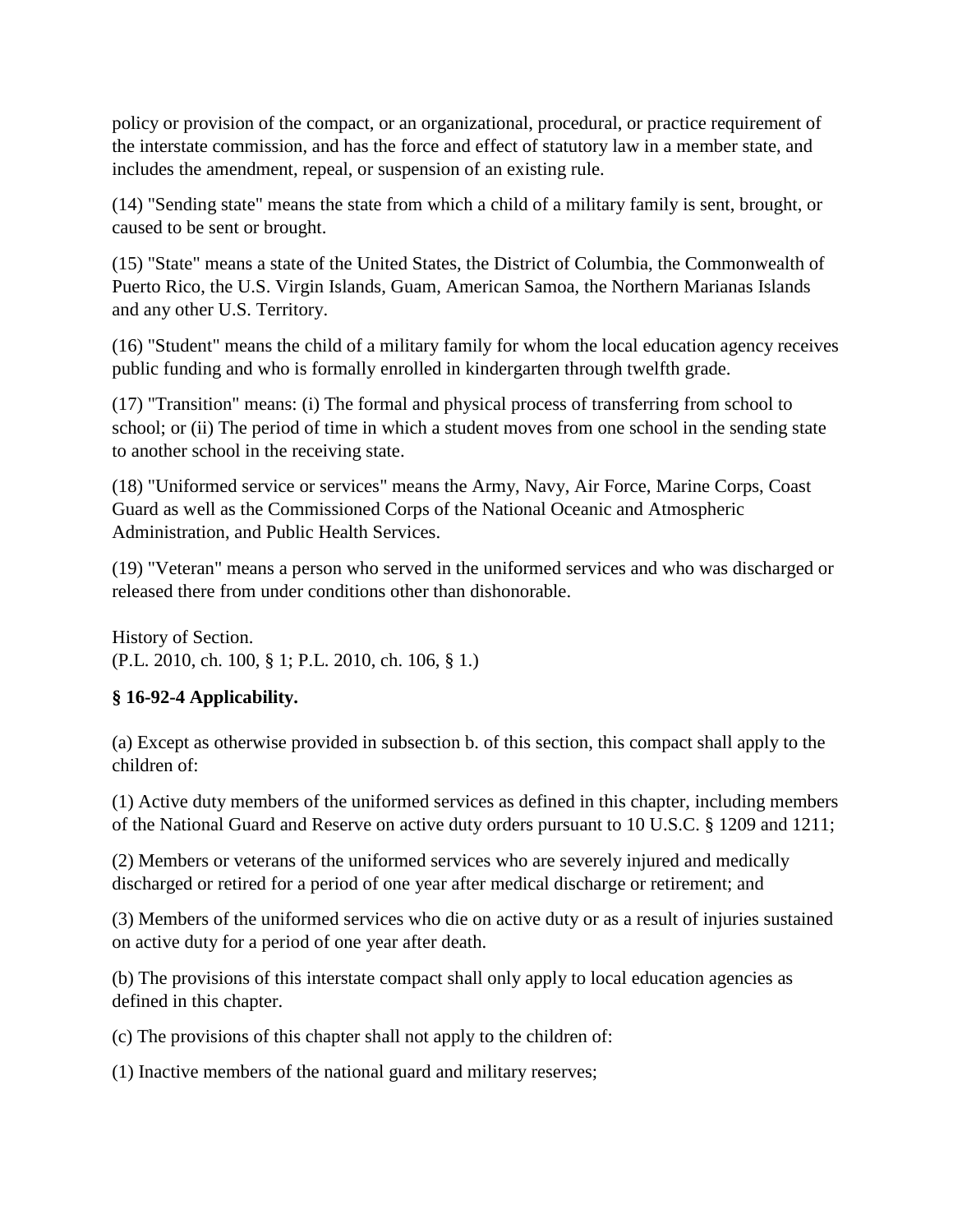policy or provision of the compact, or an organizational, procedural, or practice requirement of the interstate commission, and has the force and effect of statutory law in a member state, and includes the amendment, repeal, or suspension of an existing rule.

(14) "Sending state" means the state from which a child of a military family is sent, brought, or caused to be sent or brought.

(15) "State" means a state of the United States, the District of Columbia, the Commonwealth of Puerto Rico, the U.S. Virgin Islands, Guam, American Samoa, the Northern Marianas Islands and any other U.S. Territory.

(16) "Student" means the child of a military family for whom the local education agency receives public funding and who is formally enrolled in kindergarten through twelfth grade.

(17) "Transition" means: (i) The formal and physical process of transferring from school to school; or (ii) The period of time in which a student moves from one school in the sending state to another school in the receiving state.

(18) "Uniformed service or services" means the Army, Navy, Air Force, Marine Corps, Coast Guard as well as the Commissioned Corps of the National Oceanic and Atmospheric Administration, and Public Health Services.

(19) "Veteran" means a person who served in the uniformed services and who was discharged or released there from under conditions other than dishonorable.

History of Section.
(P.L. 2010, ch. 100, § 1; P.L. 2010, ch. 106, § 1.)

**§ 16-92-4 Applicability.**

(a) Except as otherwise provided in subsection b. of this section, this compact shall apply to the children of:

(1) Active duty members of the uniformed services as defined in this chapter, including members of the National Guard and Reserve on active duty orders pursuant to 10 U.S.C. § 1209 and 1211;

(2) Members or veterans of the uniformed services who are severely injured and medically discharged or retired for a period of one year after medical discharge or retirement; and

(3) Members of the uniformed services who die on active duty or as a result of injuries sustained on active duty for a period of one year after death.

(b) The provisions of this interstate compact shall only apply to local education agencies as defined in this chapter.

(c) The provisions of this chapter shall not apply to the children of:

(1) Inactive members of the national guard and military reserves;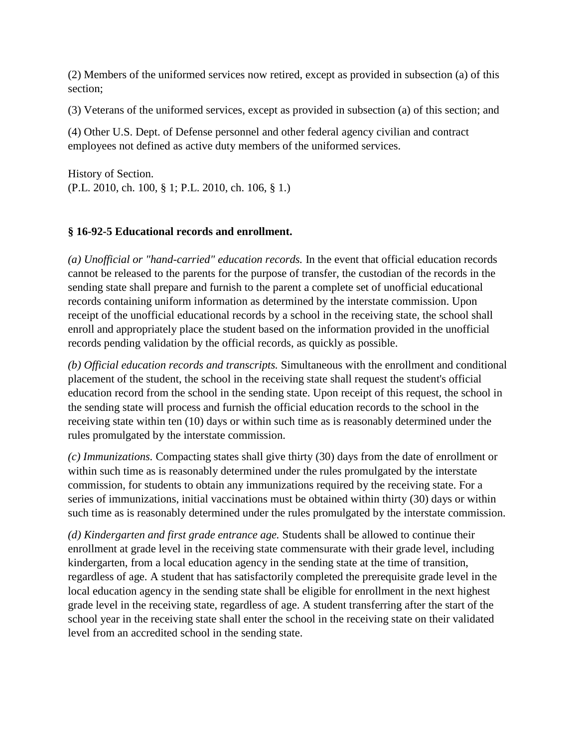(2) Members of the uniformed services now retired, except as provided in subsection (a) of this section;

(3) Veterans of the uniformed services, except as provided in subsection (a) of this section; and

(4) Other U.S. Dept. of Defense personnel and other federal agency civilian and contract employees not defined as active duty members of the uniformed services.

History of Section.
(P.L. 2010, ch. 100, § 1; P.L. 2010, ch. 106, § 1.)

**§ 16-92-5 Educational records and enrollment.**

*(a) Unofficial or "hand-carried" education records.* In the event that official education records cannot be released to the parents for the purpose of transfer, the custodian of the records in the sending state shall prepare and furnish to the parent a complete set of unofficial educational records containing uniform information as determined by the interstate commission. Upon receipt of the unofficial educational records by a school in the receiving state, the school shall enroll and appropriately place the student based on the information provided in the unofficial records pending validation by the official records, as quickly as possible.

*(b) Official education records and transcripts.* Simultaneous with the enrollment and conditional placement of the student, the school in the receiving state shall request the student's official education record from the school in the sending state. Upon receipt of this request, the school in the sending state will process and furnish the official education records to the school in the receiving state within ten (10) days or within such time as is reasonably determined under the rules promulgated by the interstate commission.

*(c) Immunizations.* Compacting states shall give thirty (30) days from the date of enrollment or within such time as is reasonably determined under the rules promulgated by the interstate commission, for students to obtain any immunizations required by the receiving state. For a series of immunizations, initial vaccinations must be obtained within thirty (30) days or within such time as is reasonably determined under the rules promulgated by the interstate commission.

*(d) Kindergarten and first grade entrance age.* Students shall be allowed to continue their enrollment at grade level in the receiving state commensurate with their grade level, including kindergarten, from a local education agency in the sending state at the time of transition, regardless of age. A student that has satisfactorily completed the prerequisite grade level in the local education agency in the sending state shall be eligible for enrollment in the next highest grade level in the receiving state, regardless of age. A student transferring after the start of the school year in the receiving state shall enter the school in the receiving state on their validated level from an accredited school in the sending state.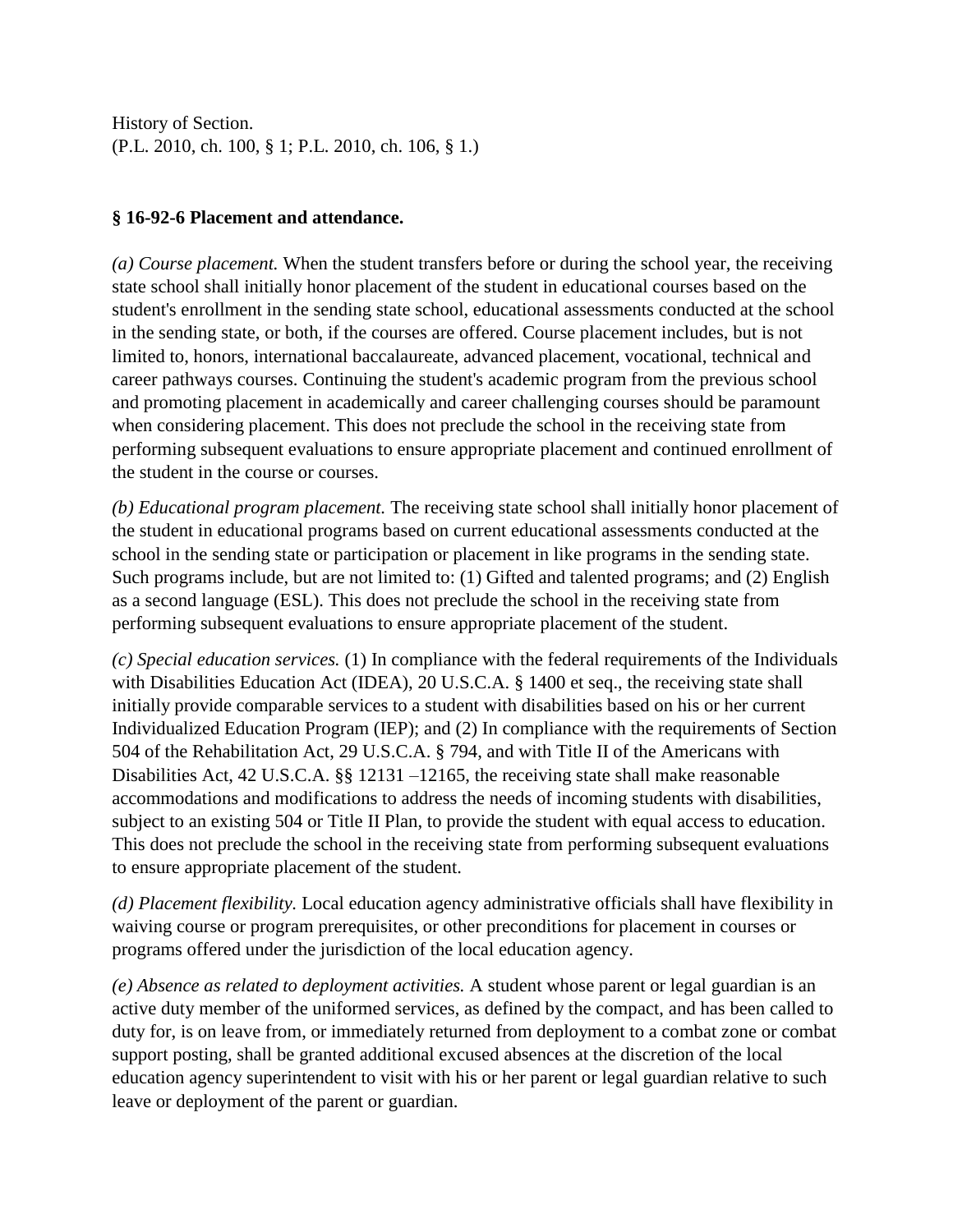History of Section.
(P.L. 2010, ch. 100, § 1; P.L. 2010, ch. 106, § 1.)

**§ 16-92-6 Placement and attendance.**

*(a) Course placement.* When the student transfers before or during the school year, the receiving state school shall initially honor placement of the student in educational courses based on the student's enrollment in the sending state school, educational assessments conducted at the school in the sending state, or both, if the courses are offered. Course placement includes, but is not limited to, honors, international baccalaureate, advanced placement, vocational, technical and career pathways courses. Continuing the student's academic program from the previous school and promoting placement in academically and career challenging courses should be paramount when considering placement. This does not preclude the school in the receiving state from performing subsequent evaluations to ensure appropriate placement and continued enrollment of the student in the course or courses.

*(b) Educational program placement.* The receiving state school shall initially honor placement of the student in educational programs based on current educational assessments conducted at the school in the sending state or participation or placement in like programs in the sending state. Such programs include, but are not limited to: (1) Gifted and talented programs; and (2) English as a second language (ESL). This does not preclude the school in the receiving state from performing subsequent evaluations to ensure appropriate placement of the student.

*(c) Special education services.* (1) In compliance with the federal requirements of the Individuals with Disabilities Education Act (IDEA), 20 U.S.C.A. § 1400 et seq., the receiving state shall initially provide comparable services to a student with disabilities based on his or her current Individualized Education Program (IEP); and (2) In compliance with the requirements of Section 504 of the Rehabilitation Act, 29 U.S.C.A. § 794, and with Title II of the Americans with Disabilities Act, 42 U.S.C.A. §§ 12131 –12165, the receiving state shall make reasonable accommodations and modifications to address the needs of incoming students with disabilities, subject to an existing 504 or Title II Plan, to provide the student with equal access to education. This does not preclude the school in the receiving state from performing subsequent evaluations to ensure appropriate placement of the student.

*(d) Placement flexibility.* Local education agency administrative officials shall have flexibility in waiving course or program prerequisites, or other preconditions for placement in courses or programs offered under the jurisdiction of the local education agency.

*(e) Absence as related to deployment activities.* A student whose parent or legal guardian is an active duty member of the uniformed services, as defined by the compact, and has been called to duty for, is on leave from, or immediately returned from deployment to a combat zone or combat support posting, shall be granted additional excused absences at the discretion of the local education agency superintendent to visit with his or her parent or legal guardian relative to such leave or deployment of the parent or guardian.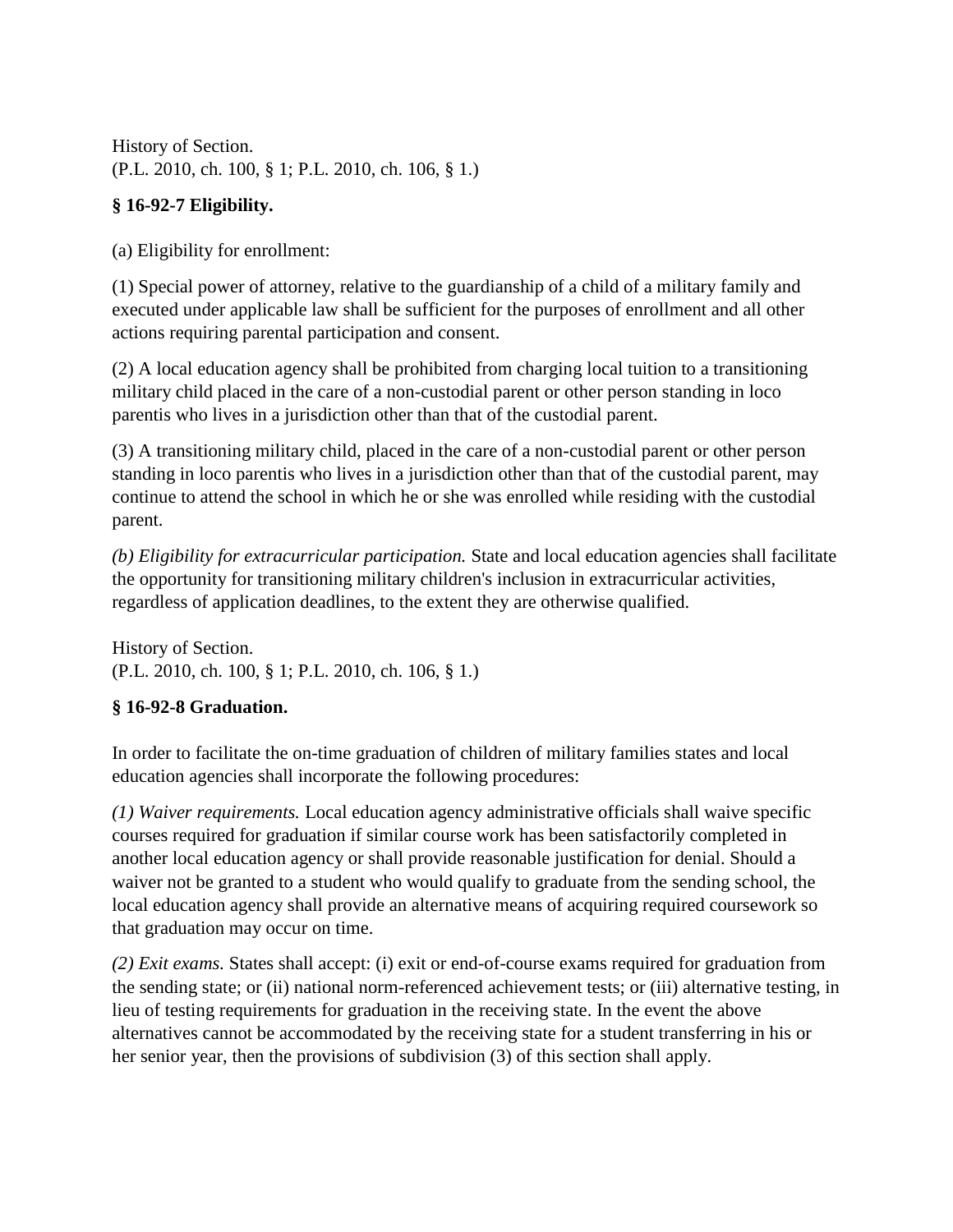History of Section.
(P.L. 2010, ch. 100, § 1; P.L. 2010, ch. 106, § 1.)

**§ 16-92-7 Eligibility.**

(a) Eligibility for enrollment:

(1) Special power of attorney, relative to the guardianship of a child of a military family and executed under applicable law shall be sufficient for the purposes of enrollment and all other actions requiring parental participation and consent.

(2) A local education agency shall be prohibited from charging local tuition to a transitioning military child placed in the care of a non-custodial parent or other person standing in loco parentis who lives in a jurisdiction other than that of the custodial parent.

(3) A transitioning military child, placed in the care of a non-custodial parent or other person standing in loco parentis who lives in a jurisdiction other than that of the custodial parent, may continue to attend the school in which he or she was enrolled while residing with the custodial parent.

*(b) Eligibility for extracurricular participation.* State and local education agencies shall facilitate the opportunity for transitioning military children's inclusion in extracurricular activities, regardless of application deadlines, to the extent they are otherwise qualified.

History of Section.
(P.L. 2010, ch. 100, § 1; P.L. 2010, ch. 106, § 1.)

**§ 16-92-8 Graduation.**

In order to facilitate the on-time graduation of children of military families states and local education agencies shall incorporate the following procedures:

*(1) Waiver requirements.* Local education agency administrative officials shall waive specific courses required for graduation if similar course work has been satisfactorily completed in another local education agency or shall provide reasonable justification for denial. Should a waiver not be granted to a student who would qualify to graduate from the sending school, the local education agency shall provide an alternative means of acquiring required coursework so that graduation may occur on time.

*(2) Exit exams.* States shall accept: (i) exit or end-of-course exams required for graduation from the sending state; or (ii) national norm-referenced achievement tests; or (iii) alternative testing, in lieu of testing requirements for graduation in the receiving state. In the event the above alternatives cannot be accommodated by the receiving state for a student transferring in his or her senior year, then the provisions of subdivision (3) of this section shall apply.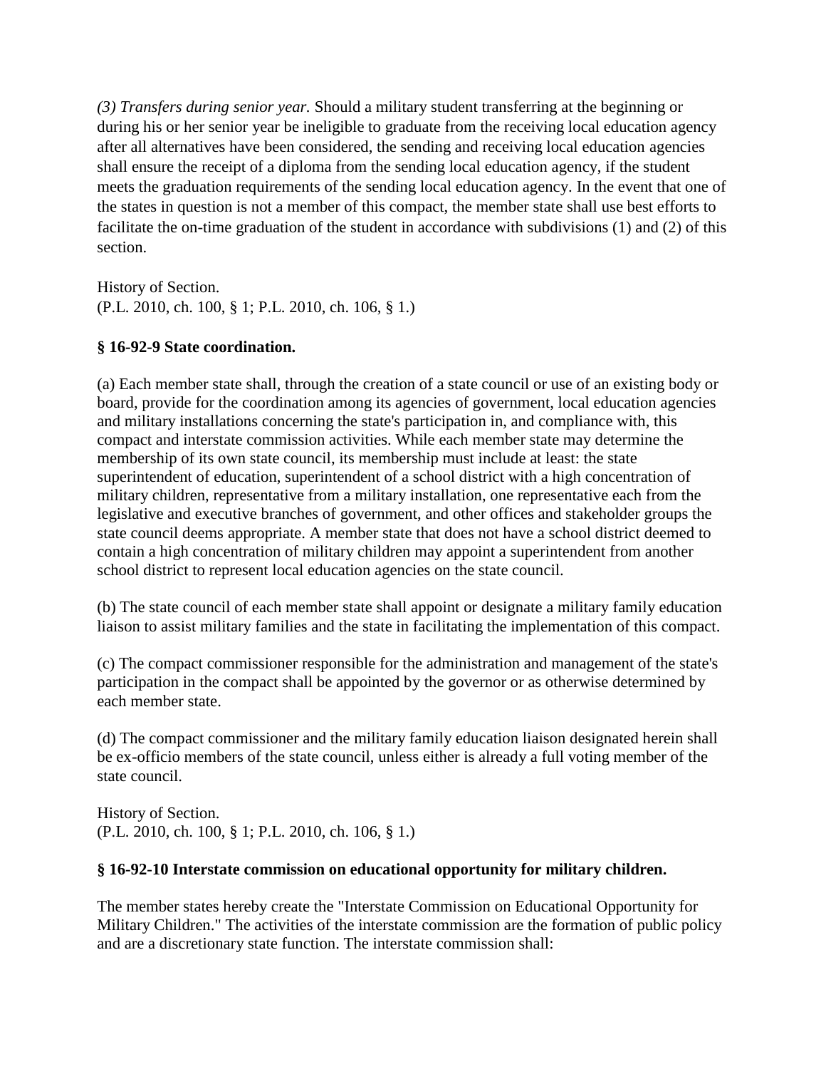*(3) Transfers during senior year.* Should a military student transferring at the beginning or during his or her senior year be ineligible to graduate from the receiving local education agency after all alternatives have been considered, the sending and receiving local education agencies shall ensure the receipt of a diploma from the sending local education agency, if the student meets the graduation requirements of the sending local education agency. In the event that one of the states in question is not a member of this compact, the member state shall use best efforts to facilitate the on-time graduation of the student in accordance with subdivisions (1) and (2) of this section.

History of Section.
(P.L. 2010, ch. 100, § 1; P.L. 2010, ch. 106, § 1.)

### § 16-92-9 State coordination.

(a) Each member state shall, through the creation of a state council or use of an existing body or board, provide for the coordination among its agencies of government, local education agencies and military installations concerning the state's participation in, and compliance with, this compact and interstate commission activities. While each member state may determine the membership of its own state council, its membership must include at least: the state superintendent of education, superintendent of a school district with a high concentration of military children, representative from a military installation, one representative each from the legislative and executive branches of government, and other offices and stakeholder groups the state council deems appropriate. A member state that does not have a school district deemed to contain a high concentration of military children may appoint a superintendent from another school district to represent local education agencies on the state council.

(b) The state council of each member state shall appoint or designate a military family education liaison to assist military families and the state in facilitating the implementation of this compact.

(c) The compact commissioner responsible for the administration and management of the state's participation in the compact shall be appointed by the governor or as otherwise determined by each member state.

(d) The compact commissioner and the military family education liaison designated herein shall be ex-officio members of the state council, unless either is already a full voting member of the state council.

History of Section.
(P.L. 2010, ch. 100, § 1; P.L. 2010, ch. 106, § 1.)

### § 16-92-10 Interstate commission on educational opportunity for military children.

The member states hereby create the "Interstate Commission on Educational Opportunity for Military Children." The activities of the interstate commission are the formation of public policy and are a discretionary state function. The interstate commission shall: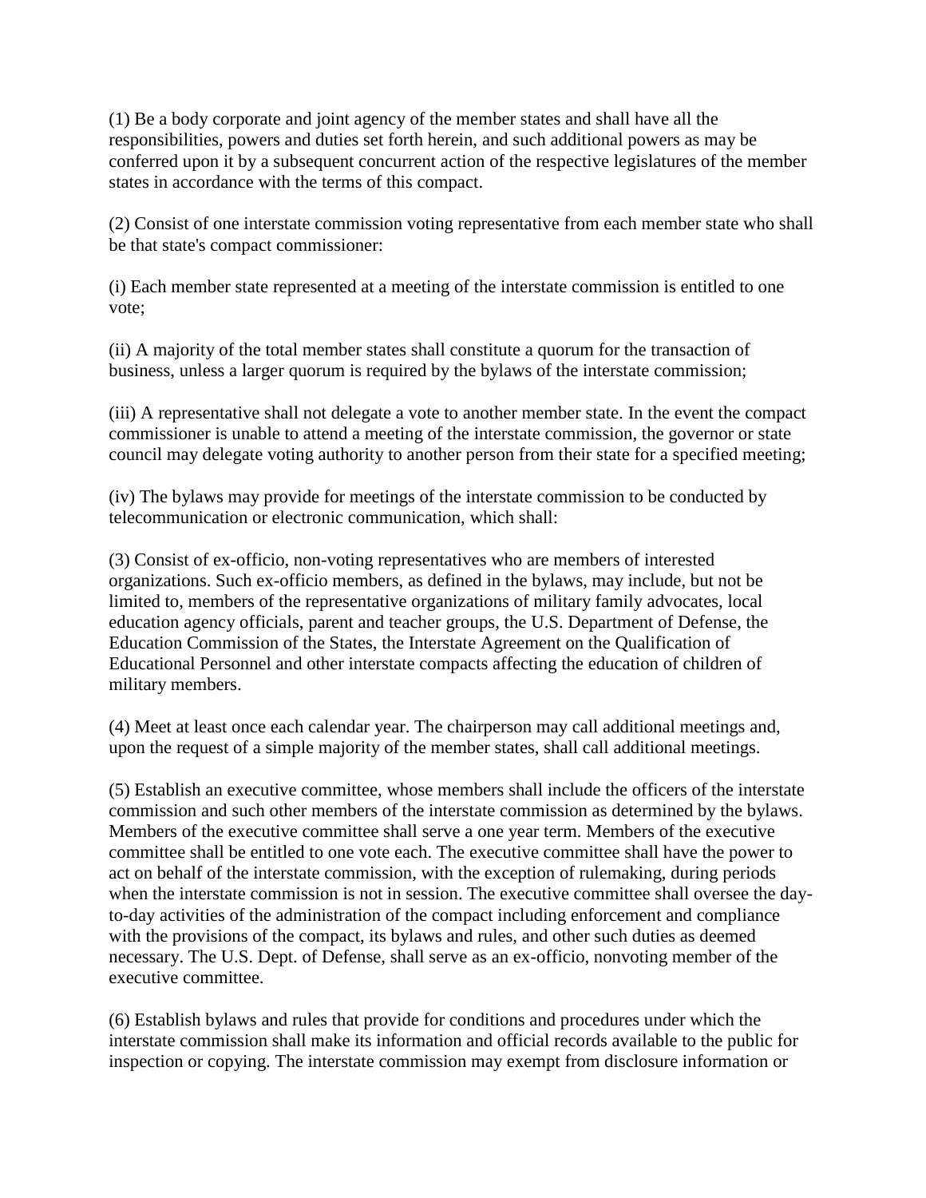(1) Be a body corporate and joint agency of the member states and shall have all the responsibilities, powers and duties set forth herein, and such additional powers as may be conferred upon it by a subsequent concurrent action of the respective legislatures of the member states in accordance with the terms of this compact.

(2) Consist of one interstate commission voting representative from each member state who shall be that state's compact commissioner:

(i) Each member state represented at a meeting of the interstate commission is entitled to one vote;

(ii) A majority of the total member states shall constitute a quorum for the transaction of business, unless a larger quorum is required by the bylaws of the interstate commission;

(iii) A representative shall not delegate a vote to another member state. In the event the compact commissioner is unable to attend a meeting of the interstate commission, the governor or state council may delegate voting authority to another person from their state for a specified meeting;

(iv) The bylaws may provide for meetings of the interstate commission to be conducted by telecommunication or electronic communication, which shall:

(3) Consist of ex-officio, non-voting representatives who are members of interested organizations. Such ex-officio members, as defined in the bylaws, may include, but not be limited to, members of the representative organizations of military family advocates, local education agency officials, parent and teacher groups, the U.S. Department of Defense, the Education Commission of the States, the Interstate Agreement on the Qualification of Educational Personnel and other interstate compacts affecting the education of children of military members.

(4) Meet at least once each calendar year. The chairperson may call additional meetings and, upon the request of a simple majority of the member states, shall call additional meetings.

(5) Establish an executive committee, whose members shall include the officers of the interstate commission and such other members of the interstate commission as determined by the bylaws. Members of the executive committee shall serve a one year term. Members of the executive committee shall be entitled to one vote each. The executive committee shall have the power to act on behalf of the interstate commission, with the exception of rulemaking, during periods when the interstate commission is not in session. The executive committee shall oversee the day-to-day activities of the administration of the compact including enforcement and compliance with the provisions of the compact, its bylaws and rules, and other such duties as deemed necessary. The U.S. Dept. of Defense, shall serve as an ex-officio, nonvoting member of the executive committee.

(6) Establish bylaws and rules that provide for conditions and procedures under which the interstate commission shall make its information and official records available to the public for inspection or copying. The interstate commission may exempt from disclosure information or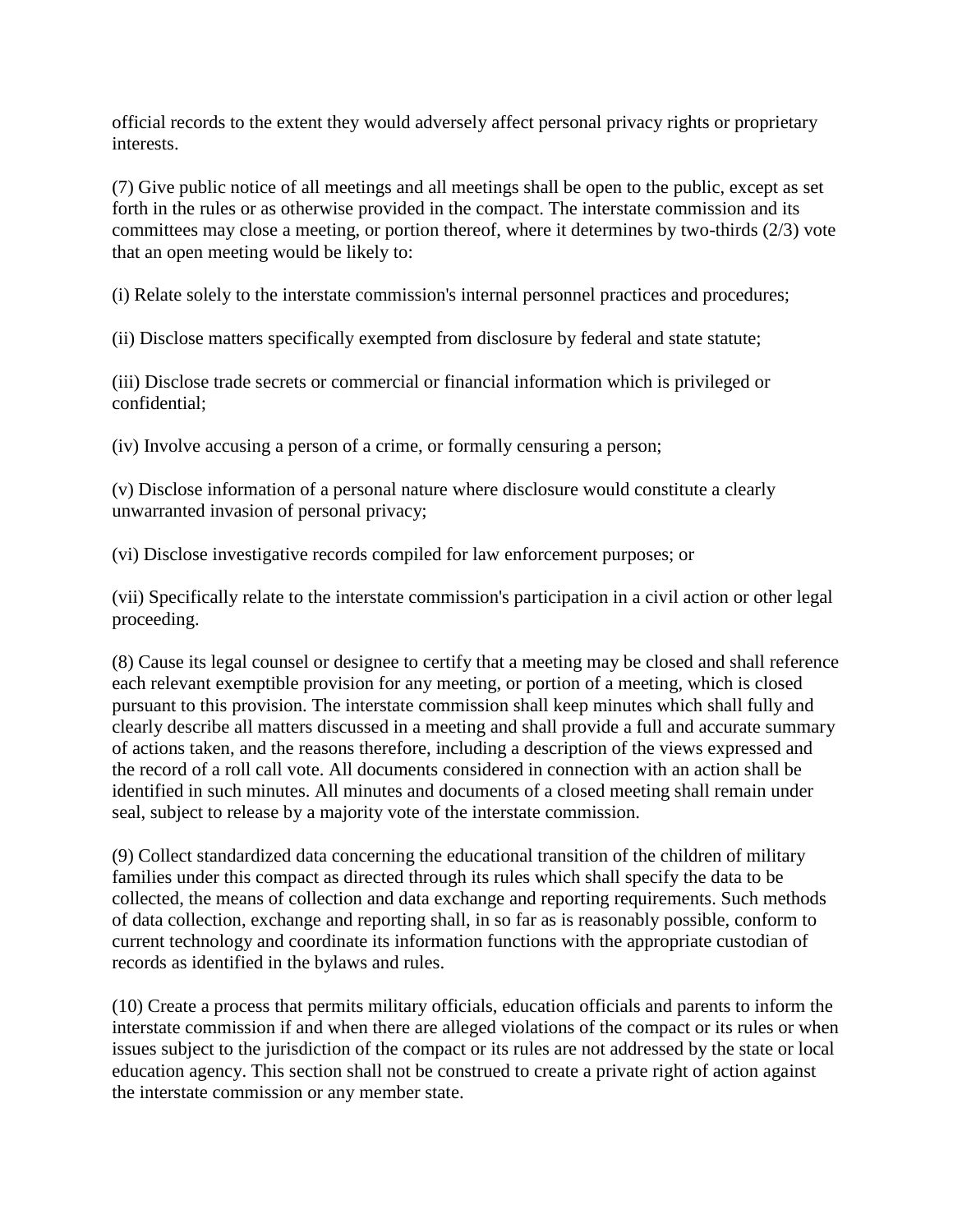official records to the extent they would adversely affect personal privacy rights or proprietary interests.

(7) Give public notice of all meetings and all meetings shall be open to the public, except as set forth in the rules or as otherwise provided in the compact. The interstate commission and its committees may close a meeting, or portion thereof, where it determines by two-thirds (2/3) vote that an open meeting would be likely to:

(i) Relate solely to the interstate commission's internal personnel practices and procedures;

(ii) Disclose matters specifically exempted from disclosure by federal and state statute;

(iii) Disclose trade secrets or commercial or financial information which is privileged or confidential;

(iv) Involve accusing a person of a crime, or formally censuring a person;

(v) Disclose information of a personal nature where disclosure would constitute a clearly unwarranted invasion of personal privacy;

(vi) Disclose investigative records compiled for law enforcement purposes; or

(vii) Specifically relate to the interstate commission's participation in a civil action or other legal proceeding.

(8) Cause its legal counsel or designee to certify that a meeting may be closed and shall reference each relevant exemptible provision for any meeting, or portion of a meeting, which is closed pursuant to this provision. The interstate commission shall keep minutes which shall fully and clearly describe all matters discussed in a meeting and shall provide a full and accurate summary of actions taken, and the reasons therefore, including a description of the views expressed and the record of a roll call vote. All documents considered in connection with an action shall be identified in such minutes. All minutes and documents of a closed meeting shall remain under seal, subject to release by a majority vote of the interstate commission.

(9) Collect standardized data concerning the educational transition of the children of military families under this compact as directed through its rules which shall specify the data to be collected, the means of collection and data exchange and reporting requirements. Such methods of data collection, exchange and reporting shall, in so far as is reasonably possible, conform to current technology and coordinate its information functions with the appropriate custodian of records as identified in the bylaws and rules.

(10) Create a process that permits military officials, education officials and parents to inform the interstate commission if and when there are alleged violations of the compact or its rules or when issues subject to the jurisdiction of the compact or its rules are not addressed by the state or local education agency. This section shall not be construed to create a private right of action against the interstate commission or any member state.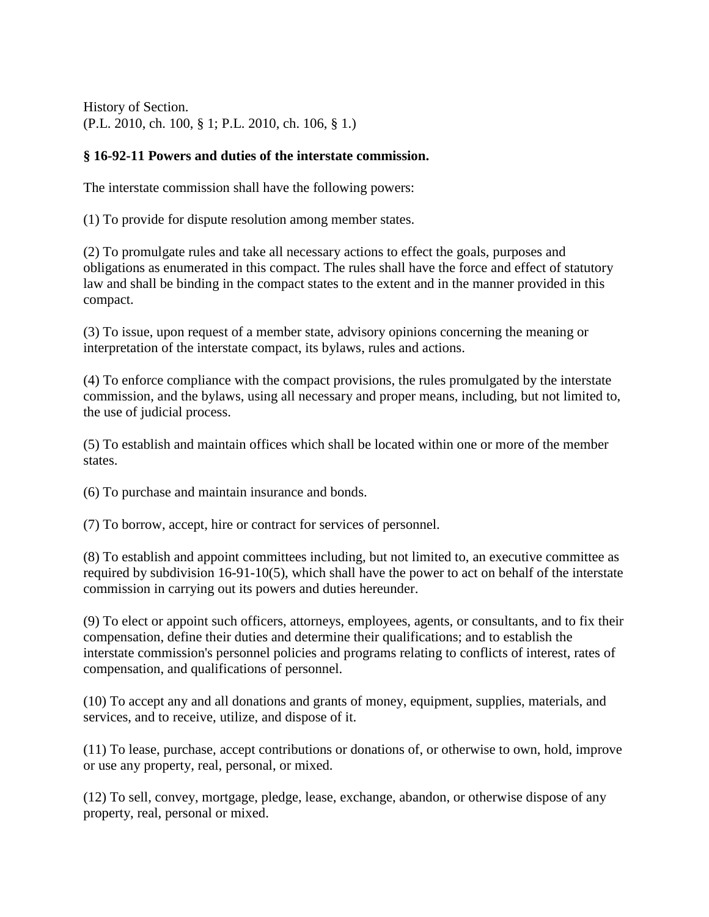History of Section.
(P.L. 2010, ch. 100, § 1; P.L. 2010, ch. 106, § 1.)

**§ 16-92-11 Powers and duties of the interstate commission.**

The interstate commission shall have the following powers:

(1) To provide for dispute resolution among member states.

(2) To promulgate rules and take all necessary actions to effect the goals, purposes and obligations as enumerated in this compact. The rules shall have the force and effect of statutory law and shall be binding in the compact states to the extent and in the manner provided in this compact.

(3) To issue, upon request of a member state, advisory opinions concerning the meaning or interpretation of the interstate compact, its bylaws, rules and actions.

(4) To enforce compliance with the compact provisions, the rules promulgated by the interstate commission, and the bylaws, using all necessary and proper means, including, but not limited to, the use of judicial process.

(5) To establish and maintain offices which shall be located within one or more of the member states.

(6) To purchase and maintain insurance and bonds.

(7) To borrow, accept, hire or contract for services of personnel.

(8) To establish and appoint committees including, but not limited to, an executive committee as required by subdivision 16-91-10(5), which shall have the power to act on behalf of the interstate commission in carrying out its powers and duties hereunder.

(9) To elect or appoint such officers, attorneys, employees, agents, or consultants, and to fix their compensation, define their duties and determine their qualifications; and to establish the interstate commission's personnel policies and programs relating to conflicts of interest, rates of compensation, and qualifications of personnel.

(10) To accept any and all donations and grants of money, equipment, supplies, materials, and services, and to receive, utilize, and dispose of it.

(11) To lease, purchase, accept contributions or donations of, or otherwise to own, hold, improve or use any property, real, personal, or mixed.

(12) To sell, convey, mortgage, pledge, lease, exchange, abandon, or otherwise dispose of any property, real, personal or mixed.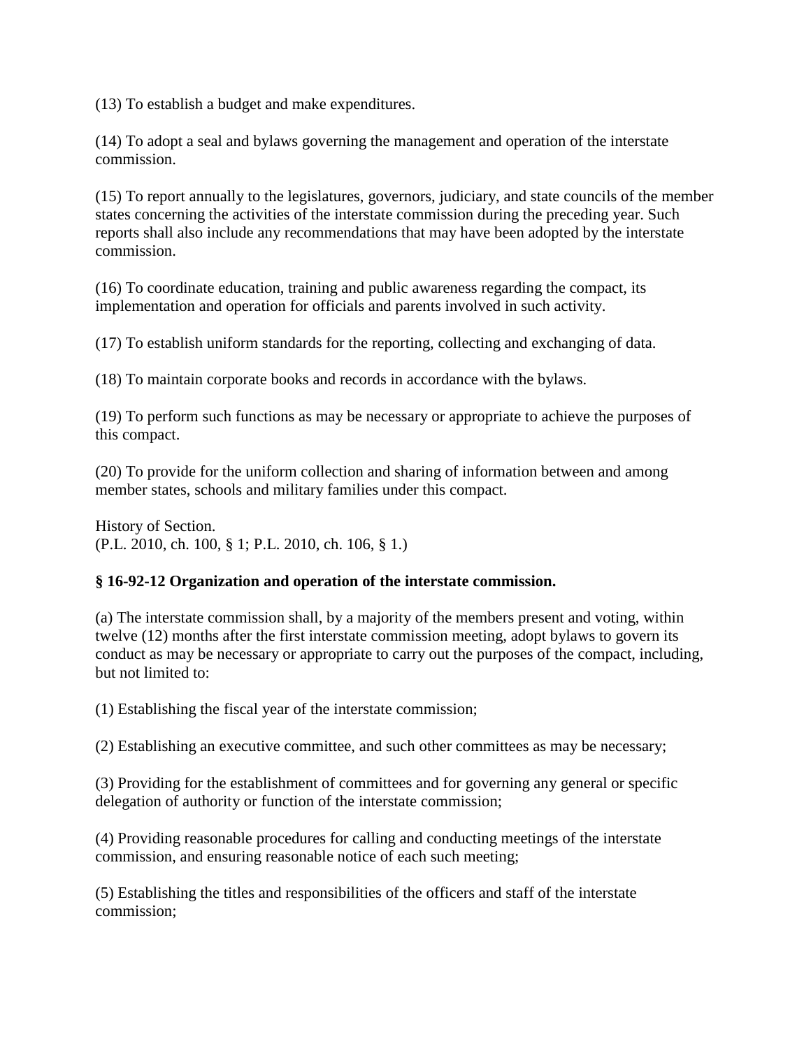(13) To establish a budget and make expenditures.

(14) To adopt a seal and bylaws governing the management and operation of the interstate commission.

(15) To report annually to the legislatures, governors, judiciary, and state councils of the member states concerning the activities of the interstate commission during the preceding year. Such reports shall also include any recommendations that may have been adopted by the interstate commission.

(16) To coordinate education, training and public awareness regarding the compact, its implementation and operation for officials and parents involved in such activity.

(17) To establish uniform standards for the reporting, collecting and exchanging of data.

(18) To maintain corporate books and records in accordance with the bylaws.

(19) To perform such functions as may be necessary or appropriate to achieve the purposes of this compact.

(20) To provide for the uniform collection and sharing of information between and among member states, schools and military families under this compact.

History of Section.
(P.L. 2010, ch. 100, § 1; P.L. 2010, ch. 106, § 1.)

**§ 16-92-12 Organization and operation of the interstate commission.**

(a) The interstate commission shall, by a majority of the members present and voting, within twelve (12) months after the first interstate commission meeting, adopt bylaws to govern its conduct as may be necessary or appropriate to carry out the purposes of the compact, including, but not limited to:

(1) Establishing the fiscal year of the interstate commission;

(2) Establishing an executive committee, and such other committees as may be necessary;

(3) Providing for the establishment of committees and for governing any general or specific delegation of authority or function of the interstate commission;

(4) Providing reasonable procedures for calling and conducting meetings of the interstate commission, and ensuring reasonable notice of each such meeting;

(5) Establishing the titles and responsibilities of the officers and staff of the interstate commission;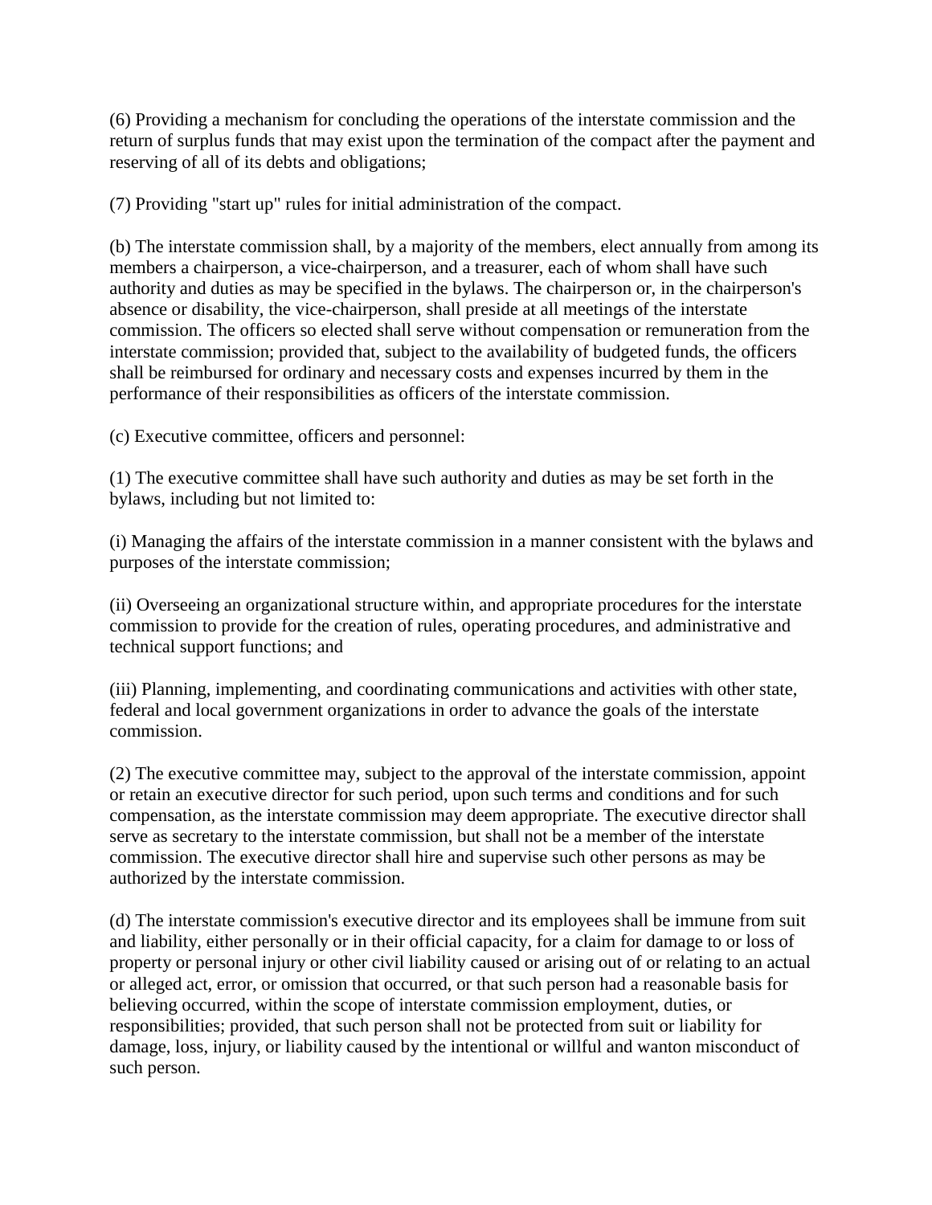(6) Providing a mechanism for concluding the operations of the interstate commission and the return of surplus funds that may exist upon the termination of the compact after the payment and reserving of all of its debts and obligations;

(7) Providing "start up" rules for initial administration of the compact.

(b) The interstate commission shall, by a majority of the members, elect annually from among its members a chairperson, a vice-chairperson, and a treasurer, each of whom shall have such authority and duties as may be specified in the bylaws. The chairperson or, in the chairperson's absence or disability, the vice-chairperson, shall preside at all meetings of the interstate commission. The officers so elected shall serve without compensation or remuneration from the interstate commission; provided that, subject to the availability of budgeted funds, the officers shall be reimbursed for ordinary and necessary costs and expenses incurred by them in the performance of their responsibilities as officers of the interstate commission.

(c) Executive committee, officers and personnel:

(1) The executive committee shall have such authority and duties as may be set forth in the bylaws, including but not limited to:

(i) Managing the affairs of the interstate commission in a manner consistent with the bylaws and purposes of the interstate commission;

(ii) Overseeing an organizational structure within, and appropriate procedures for the interstate commission to provide for the creation of rules, operating procedures, and administrative and technical support functions; and

(iii) Planning, implementing, and coordinating communications and activities with other state, federal and local government organizations in order to advance the goals of the interstate commission.

(2) The executive committee may, subject to the approval of the interstate commission, appoint or retain an executive director for such period, upon such terms and conditions and for such compensation, as the interstate commission may deem appropriate. The executive director shall serve as secretary to the interstate commission, but shall not be a member of the interstate commission. The executive director shall hire and supervise such other persons as may be authorized by the interstate commission.

(d) The interstate commission's executive director and its employees shall be immune from suit and liability, either personally or in their official capacity, for a claim for damage to or loss of property or personal injury or other civil liability caused or arising out of or relating to an actual or alleged act, error, or omission that occurred, or that such person had a reasonable basis for believing occurred, within the scope of interstate commission employment, duties, or responsibilities; provided, that such person shall not be protected from suit or liability for damage, loss, injury, or liability caused by the intentional or willful and wanton misconduct of such person.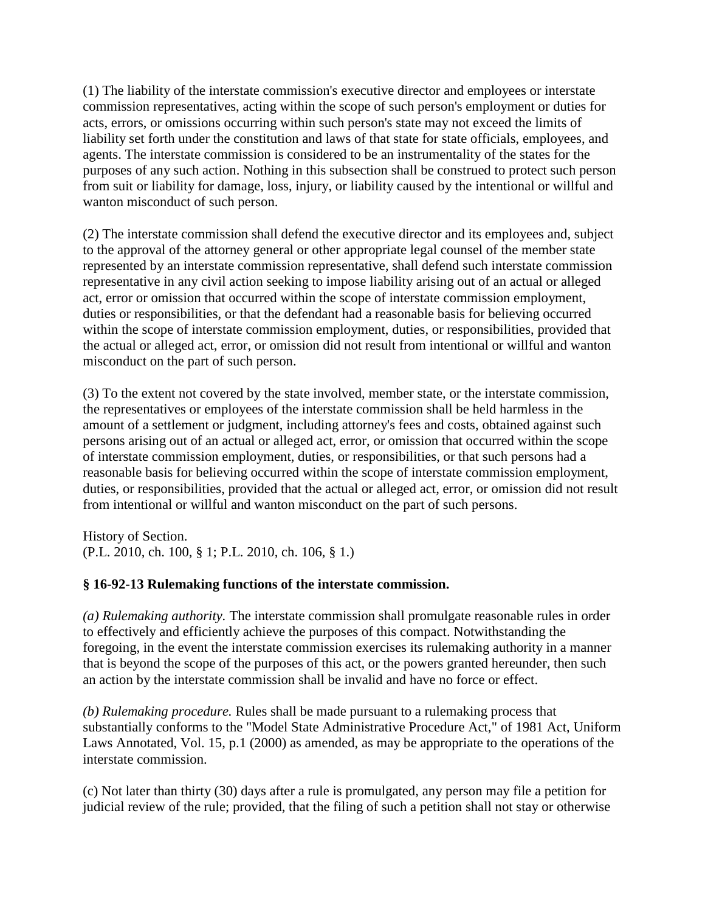(1) The liability of the interstate commission's executive director and employees or interstate commission representatives, acting within the scope of such person's employment or duties for acts, errors, or omissions occurring within such person's state may not exceed the limits of liability set forth under the constitution and laws of that state for state officials, employees, and agents. The interstate commission is considered to be an instrumentality of the states for the purposes of any such action. Nothing in this subsection shall be construed to protect such person from suit or liability for damage, loss, injury, or liability caused by the intentional or willful and wanton misconduct of such person.

(2) The interstate commission shall defend the executive director and its employees and, subject to the approval of the attorney general or other appropriate legal counsel of the member state represented by an interstate commission representative, shall defend such interstate commission representative in any civil action seeking to impose liability arising out of an actual or alleged act, error or omission that occurred within the scope of interstate commission employment, duties or responsibilities, or that the defendant had a reasonable basis for believing occurred within the scope of interstate commission employment, duties, or responsibilities, provided that the actual or alleged act, error, or omission did not result from intentional or willful and wanton misconduct on the part of such person.

(3) To the extent not covered by the state involved, member state, or the interstate commission, the representatives or employees of the interstate commission shall be held harmless in the amount of a settlement or judgment, including attorney's fees and costs, obtained against such persons arising out of an actual or alleged act, error, or omission that occurred within the scope of interstate commission employment, duties, or responsibilities, or that such persons had a reasonable basis for believing occurred within the scope of interstate commission employment, duties, or responsibilities, provided that the actual or alleged act, error, or omission did not result from intentional or willful and wanton misconduct on the part of such persons.

History of Section.
(P.L. 2010, ch. 100, § 1; P.L. 2010, ch. 106, § 1.)

### § 16-92-13 Rulemaking functions of the interstate commission.

*(a) Rulemaking authority.* The interstate commission shall promulgate reasonable rules in order to effectively and efficiently achieve the purposes of this compact. Notwithstanding the foregoing, in the event the interstate commission exercises its rulemaking authority in a manner that is beyond the scope of the purposes of this act, or the powers granted hereunder, then such an action by the interstate commission shall be invalid and have no force or effect.

*(b) Rulemaking procedure.* Rules shall be made pursuant to a rulemaking process that substantially conforms to the "Model State Administrative Procedure Act," of 1981 Act, Uniform Laws Annotated, Vol. 15, p.1 (2000) as amended, as may be appropriate to the operations of the interstate commission.

(c) Not later than thirty (30) days after a rule is promulgated, any person may file a petition for judicial review of the rule; provided, that the filing of such a petition shall not stay or otherwise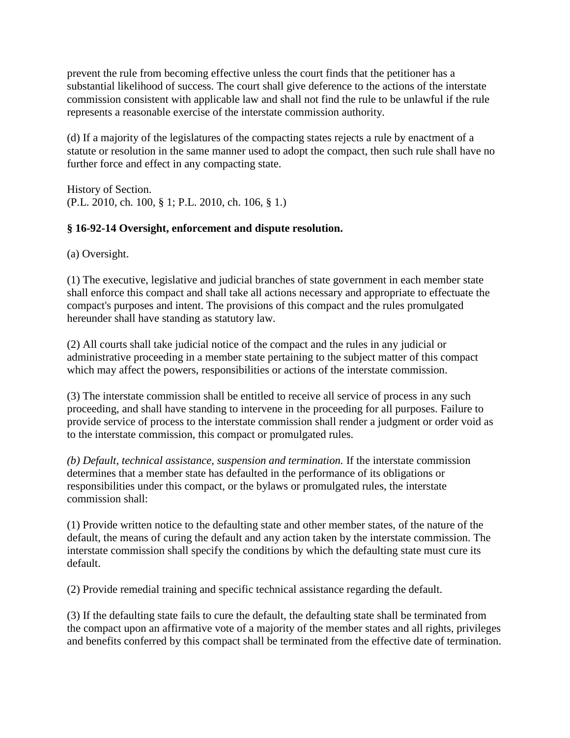prevent the rule from becoming effective unless the court finds that the petitioner has a substantial likelihood of success. The court shall give deference to the actions of the interstate commission consistent with applicable law and shall not find the rule to be unlawful if the rule represents a reasonable exercise of the interstate commission authority.

(d) If a majority of the legislatures of the compacting states rejects a rule by enactment of a statute or resolution in the same manner used to adopt the compact, then such rule shall have no further force and effect in any compacting state.

History of Section.
(P.L. 2010, ch. 100, § 1; P.L. 2010, ch. 106, § 1.)

**§ 16-92-14 Oversight, enforcement and dispute resolution.**

(a) Oversight.

(1) The executive, legislative and judicial branches of state government in each member state shall enforce this compact and shall take all actions necessary and appropriate to effectuate the compact's purposes and intent. The provisions of this compact and the rules promulgated hereunder shall have standing as statutory law.

(2) All courts shall take judicial notice of the compact and the rules in any judicial or administrative proceeding in a member state pertaining to the subject matter of this compact which may affect the powers, responsibilities or actions of the interstate commission.

(3) The interstate commission shall be entitled to receive all service of process in any such proceeding, and shall have standing to intervene in the proceeding for all purposes. Failure to provide service of process to the interstate commission shall render a judgment or order void as to the interstate commission, this compact or promulgated rules.

*(b) Default, technical assistance, suspension and termination.* If the interstate commission determines that a member state has defaulted in the performance of its obligations or responsibilities under this compact, or the bylaws or promulgated rules, the interstate commission shall:

(1) Provide written notice to the defaulting state and other member states, of the nature of the default, the means of curing the default and any action taken by the interstate commission. The interstate commission shall specify the conditions by which the defaulting state must cure its default.

(2) Provide remedial training and specific technical assistance regarding the default.

(3) If the defaulting state fails to cure the default, the defaulting state shall be terminated from the compact upon an affirmative vote of a majority of the member states and all rights, privileges and benefits conferred by this compact shall be terminated from the effective date of termination.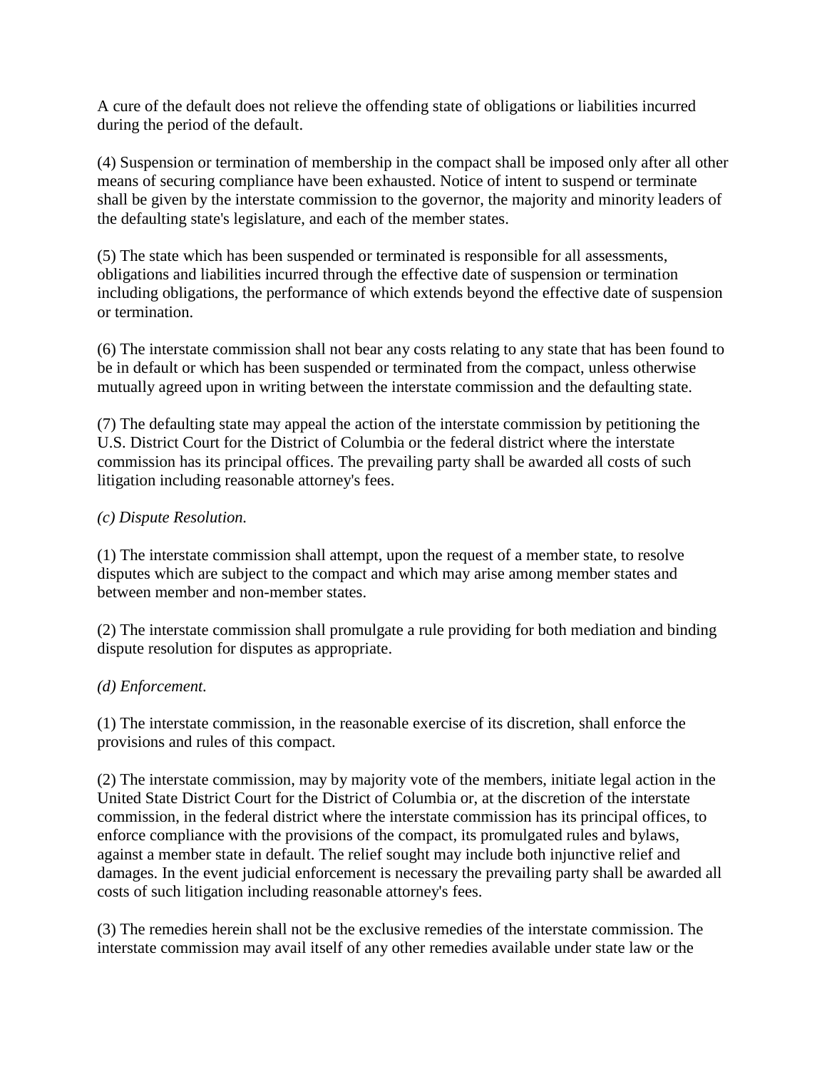A cure of the default does not relieve the offending state of obligations or liabilities incurred during the period of the default.

(4) Suspension or termination of membership in the compact shall be imposed only after all other means of securing compliance have been exhausted. Notice of intent to suspend or terminate shall be given by the interstate commission to the governor, the majority and minority leaders of the defaulting state's legislature, and each of the member states.

(5) The state which has been suspended or terminated is responsible for all assessments, obligations and liabilities incurred through the effective date of suspension or termination including obligations, the performance of which extends beyond the effective date of suspension or termination.

(6) The interstate commission shall not bear any costs relating to any state that has been found to be in default or which has been suspended or terminated from the compact, unless otherwise mutually agreed upon in writing between the interstate commission and the defaulting state.

(7) The defaulting state may appeal the action of the interstate commission by petitioning the U.S. District Court for the District of Columbia or the federal district where the interstate commission has its principal offices. The prevailing party shall be awarded all costs of such litigation including reasonable attorney's fees.

*(c) Dispute Resolution.*

(1) The interstate commission shall attempt, upon the request of a member state, to resolve disputes which are subject to the compact and which may arise among member states and between member and non-member states.

(2) The interstate commission shall promulgate a rule providing for both mediation and binding dispute resolution for disputes as appropriate.

*(d) Enforcement.*

(1) The interstate commission, in the reasonable exercise of its discretion, shall enforce the provisions and rules of this compact.

(2) The interstate commission, may by majority vote of the members, initiate legal action in the United State District Court for the District of Columbia or, at the discretion of the interstate commission, in the federal district where the interstate commission has its principal offices, to enforce compliance with the provisions of the compact, its promulgated rules and bylaws, against a member state in default. The relief sought may include both injunctive relief and damages. In the event judicial enforcement is necessary the prevailing party shall be awarded all costs of such litigation including reasonable attorney's fees.

(3) The remedies herein shall not be the exclusive remedies of the interstate commission. The interstate commission may avail itself of any other remedies available under state law or the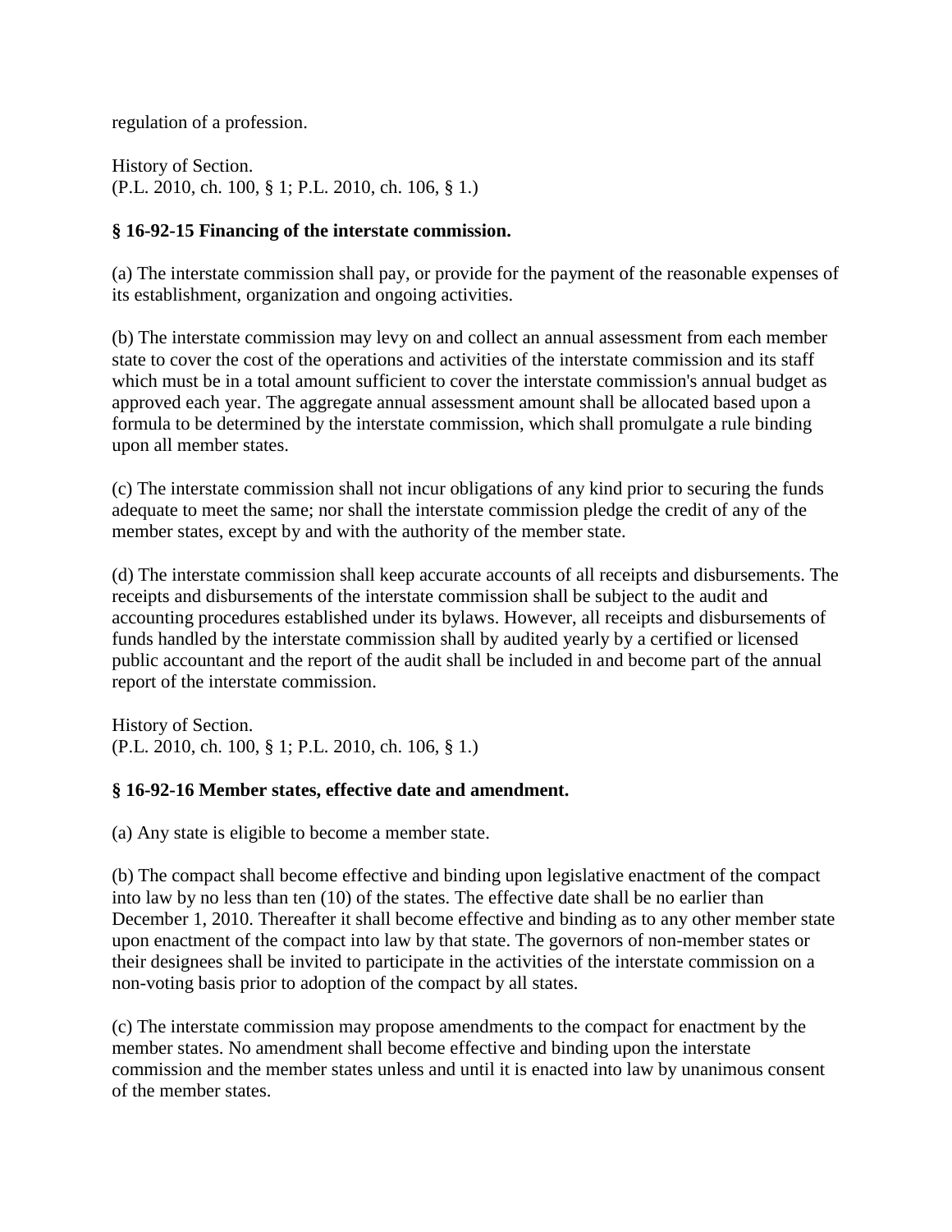regulation of a profession.

History of Section.
(P.L. 2010, ch. 100, § 1; P.L. 2010, ch. 106, § 1.)

**§ 16-92-15 Financing of the interstate commission.**

(a) The interstate commission shall pay, or provide for the payment of the reasonable expenses of its establishment, organization and ongoing activities.

(b) The interstate commission may levy on and collect an annual assessment from each member state to cover the cost of the operations and activities of the interstate commission and its staff which must be in a total amount sufficient to cover the interstate commission's annual budget as approved each year. The aggregate annual assessment amount shall be allocated based upon a formula to be determined by the interstate commission, which shall promulgate a rule binding upon all member states.

(c) The interstate commission shall not incur obligations of any kind prior to securing the funds adequate to meet the same; nor shall the interstate commission pledge the credit of any of the member states, except by and with the authority of the member state.

(d) The interstate commission shall keep accurate accounts of all receipts and disbursements. The receipts and disbursements of the interstate commission shall be subject to the audit and accounting procedures established under its bylaws. However, all receipts and disbursements of funds handled by the interstate commission shall by audited yearly by a certified or licensed public accountant and the report of the audit shall be included in and become part of the annual report of the interstate commission.

History of Section.
(P.L. 2010, ch. 100, § 1; P.L. 2010, ch. 106, § 1.)

**§ 16-92-16 Member states, effective date and amendment.**

(a) Any state is eligible to become a member state.

(b) The compact shall become effective and binding upon legislative enactment of the compact into law by no less than ten (10) of the states. The effective date shall be no earlier than December 1, 2010. Thereafter it shall become effective and binding as to any other member state upon enactment of the compact into law by that state. The governors of non-member states or their designees shall be invited to participate in the activities of the interstate commission on a non-voting basis prior to adoption of the compact by all states.

(c) The interstate commission may propose amendments to the compact for enactment by the member states. No amendment shall become effective and binding upon the interstate commission and the member states unless and until it is enacted into law by unanimous consent of the member states.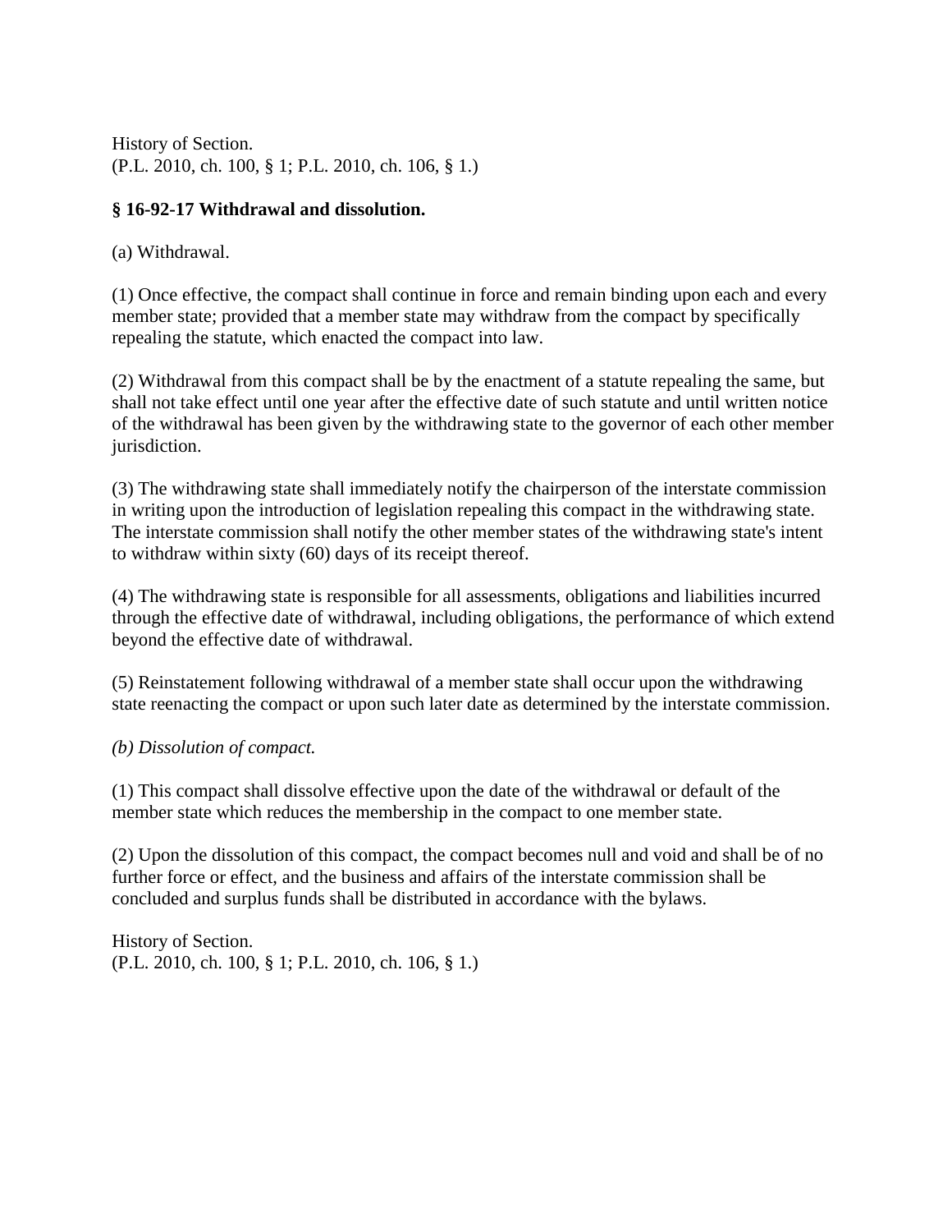History of Section.
(P.L. 2010, ch. 100, § 1; P.L. 2010, ch. 106, § 1.)

**§ 16-92-17 Withdrawal and dissolution.**

(a) Withdrawal.

(1) Once effective, the compact shall continue in force and remain binding upon each and every member state; provided that a member state may withdraw from the compact by specifically repealing the statute, which enacted the compact into law.

(2) Withdrawal from this compact shall be by the enactment of a statute repealing the same, but shall not take effect until one year after the effective date of such statute and until written notice of the withdrawal has been given by the withdrawing state to the governor of each other member jurisdiction.

(3) The withdrawing state shall immediately notify the chairperson of the interstate commission in writing upon the introduction of legislation repealing this compact in the withdrawing state. The interstate commission shall notify the other member states of the withdrawing state's intent to withdraw within sixty (60) days of its receipt thereof.

(4) The withdrawing state is responsible for all assessments, obligations and liabilities incurred through the effective date of withdrawal, including obligations, the performance of which extend beyond the effective date of withdrawal.

(5) Reinstatement following withdrawal of a member state shall occur upon the withdrawing state reenacting the compact or upon such later date as determined by the interstate commission.

*(b) Dissolution of compact.*

(1) This compact shall dissolve effective upon the date of the withdrawal or default of the member state which reduces the membership in the compact to one member state.

(2) Upon the dissolution of this compact, the compact becomes null and void and shall be of no further force or effect, and the business and affairs of the interstate commission shall be concluded and surplus funds shall be distributed in accordance with the bylaws.

History of Section.
(P.L. 2010, ch. 100, § 1; P.L. 2010, ch. 106, § 1.)